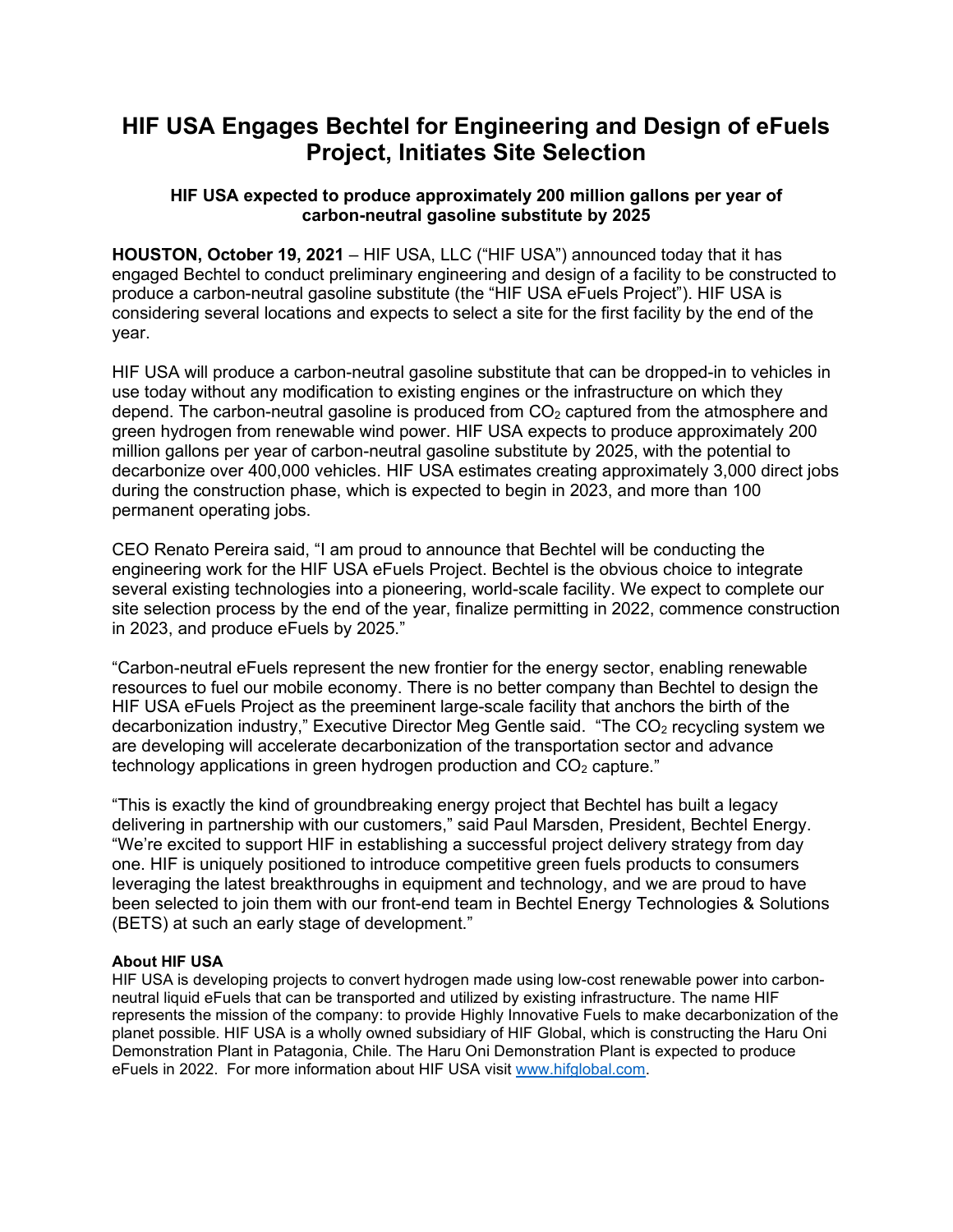# HIF USA Engages Bechtel for Engineering and Design of eFuels Project, Initiates Site Selection

### HIF USA expected to produce approximately 200 million gallons per year of carbon-neutral gasoline substitute by 2025

**HOUSTON, October 19, 2021** – HIF USA, LLC ("HIF USA") announced today that it has engaged Bechtel to conduct preliminary engineering and design of a facility to be constructed to produce a carbon-neutral gasoline substitute (the "HIF USA eFuels Project"). HIF USA is considering several locations and expects to select a site for the first facility by the end of the year.

HIF USA will produce a carbon-neutral gasoline substitute that can be dropped-in to vehicles in use today without any modification to existing engines or the infrastructure on which they depend. The carbon-neutral gasoline is produced from $CO_2$ captured from the atmosphere and green hydrogen from renewable wind power. HIF USA expects to produce approximately 200 million gallons per year of carbon-neutral gasoline substitute by 2025, with the potential to decarbonize over 400,000 vehicles. HIF USA estimates creating approximately 3,000 direct jobs during the construction phase, which is expected to begin in 2023, and more than 100 permanent operating jobs.

CEO Renato Pereira said, "I am proud to announce that Bechtel will be conducting the engineering work for the HIF USA eFuels Project. Bechtel is the obvious choice to integrate several existing technologies into a pioneering, world-scale facility. We expect to complete our site selection process by the end of the year, finalize permitting in 2022, commence construction in 2023, and produce eFuels by 2025."

"Carbon-neutral eFuels represent the new frontier for the energy sector, enabling renewable resources to fuel our mobile economy. There is no better company than Bechtel to design the HIF USA eFuels Project as the preeminent large-scale facility that anchors the birth of the decarbonization industry," Executive Director Meg Gentle said. "The $CO_2$ recycling system we are developing will accelerate decarbonization of the transportation sector and advance technology applications in green hydrogen production and $CO_2$ capture."

"This is exactly the kind of groundbreaking energy project that Bechtel has built a legacy delivering in partnership with our customers," said Paul Marsden, President, Bechtel Energy. "We're excited to support HIF in establishing a successful project delivery strategy from day one. HIF is uniquely positioned to introduce competitive green fuels products to consumers leveraging the latest breakthroughs in equipment and technology, and we are proud to have been selected to join them with our front-end team in Bechtel Energy Technologies & Solutions (BETS) at such an early stage of development."

**About HIF USA**

HIF USA is developing projects to convert hydrogen made using low-cost renewable power into carbon-neutral liquid eFuels that can be transported and utilized by existing infrastructure. The name HIF represents the mission of the company: to provide Highly Innovative Fuels to make decarbonization of the planet possible. HIF USA is a wholly owned subsidiary of HIF Global, which is constructing the Haru Oni Demonstration Plant in Patagonia, Chile. The Haru Oni Demonstration Plant is expected to produce eFuels in 2022. For more information about HIF USA visit [www.hifglobal.com](http://www.hifglobal.com).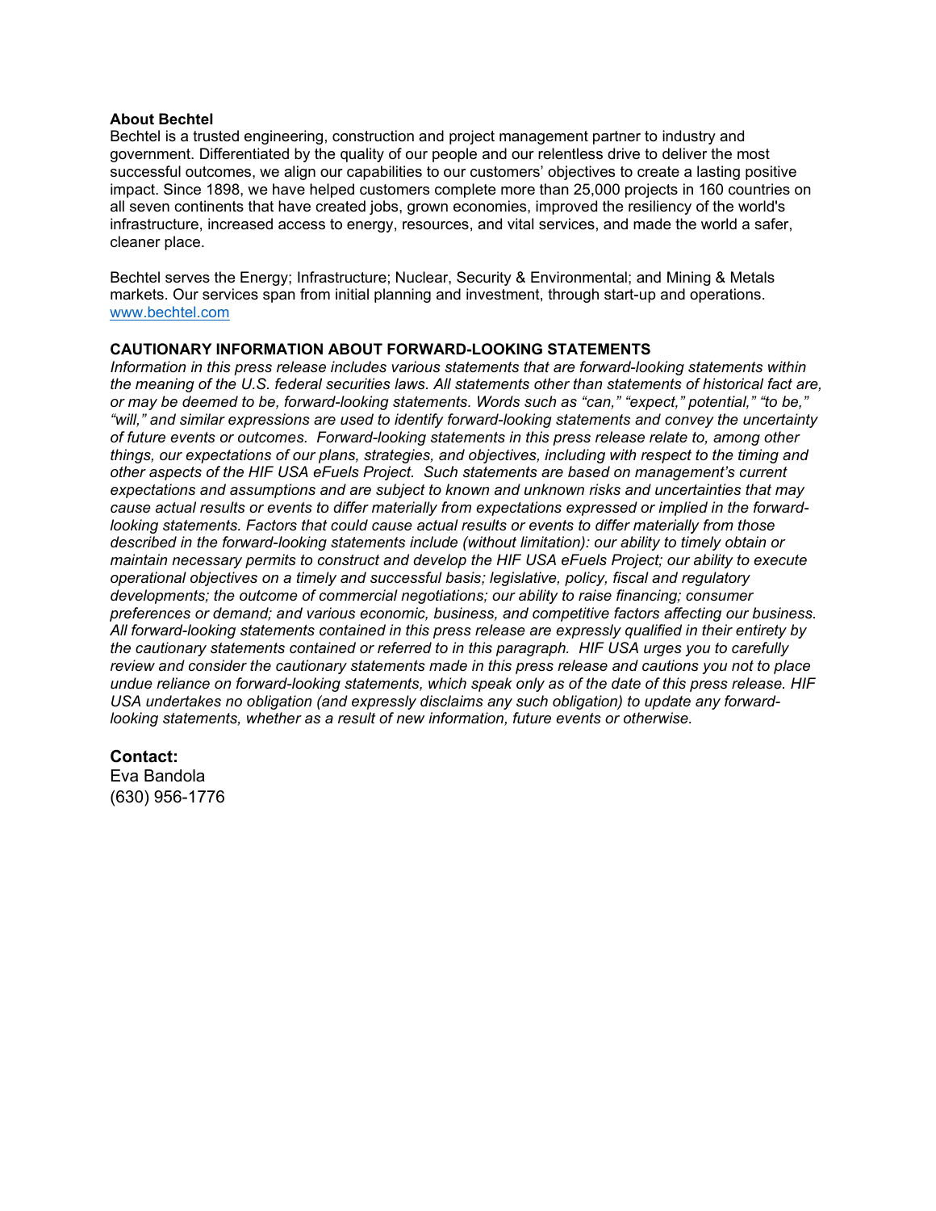**About Bechtel**
Bechtel is a trusted engineering, construction and project management partner to industry and government. Differentiated by the quality of our people and our relentless drive to deliver the most successful outcomes, we align our capabilities to our customers' objectives to create a lasting positive impact. Since 1898, we have helped customers complete more than 25,000 projects in 160 countries on all seven continents that have created jobs, grown economies, improved the resiliency of the world's infrastructure, increased access to energy, resources, and vital services, and made the world a safer, cleaner place.

Bechtel serves the Energy; Infrastructure; Nuclear, Security & Environmental; and Mining & Metals markets. Our services span from initial planning and investment, through start-up and operations. [www.bechtel.com](http://www.bechtel.com)

**CAUTIONARY INFORMATION ABOUT FORWARD-LOOKING STATEMENTS**
*Information in this press release includes various statements that are forward-looking statements within the meaning of the U.S. federal securities laws. All statements other than statements of historical fact are, or may be deemed to be, forward-looking statements. Words such as "can," "expect," potential," "to be," "will," and similar expressions are used to identify forward-looking statements and convey the uncertainty of future events or outcomes. Forward-looking statements in this press release relate to, among other things, our expectations of our plans, strategies, and objectives, including with respect to the timing and other aspects of the HIF USA eFuels Project. Such statements are based on management's current expectations and assumptions and are subject to known and unknown risks and uncertainties that may cause actual results or events to differ materially from expectations expressed or implied in the forward-looking statements. Factors that could cause actual results or events to differ materially from those described in the forward-looking statements include (without limitation): our ability to timely obtain or maintain necessary permits to construct and develop the HIF USA eFuels Project; our ability to execute operational objectives on a timely and successful basis; legislative, policy, fiscal and regulatory developments; the outcome of commercial negotiations; our ability to raise financing; consumer preferences or demand; and various economic, business, and competitive factors affecting our business. All forward-looking statements contained in this press release are expressly qualified in their entirety by the cautionary statements contained or referred to in this paragraph. HIF USA urges you to carefully review and consider the cautionary statements made in this press release and cautions you not to place undue reliance on forward-looking statements, which speak only as of the date of this press release. HIF USA undertakes no obligation (and expressly disclaims any such obligation) to update any forward-looking statements, whether as a result of new information, future events or otherwise.*

**Contact:**
Eva Bandola
(630) 956-1776